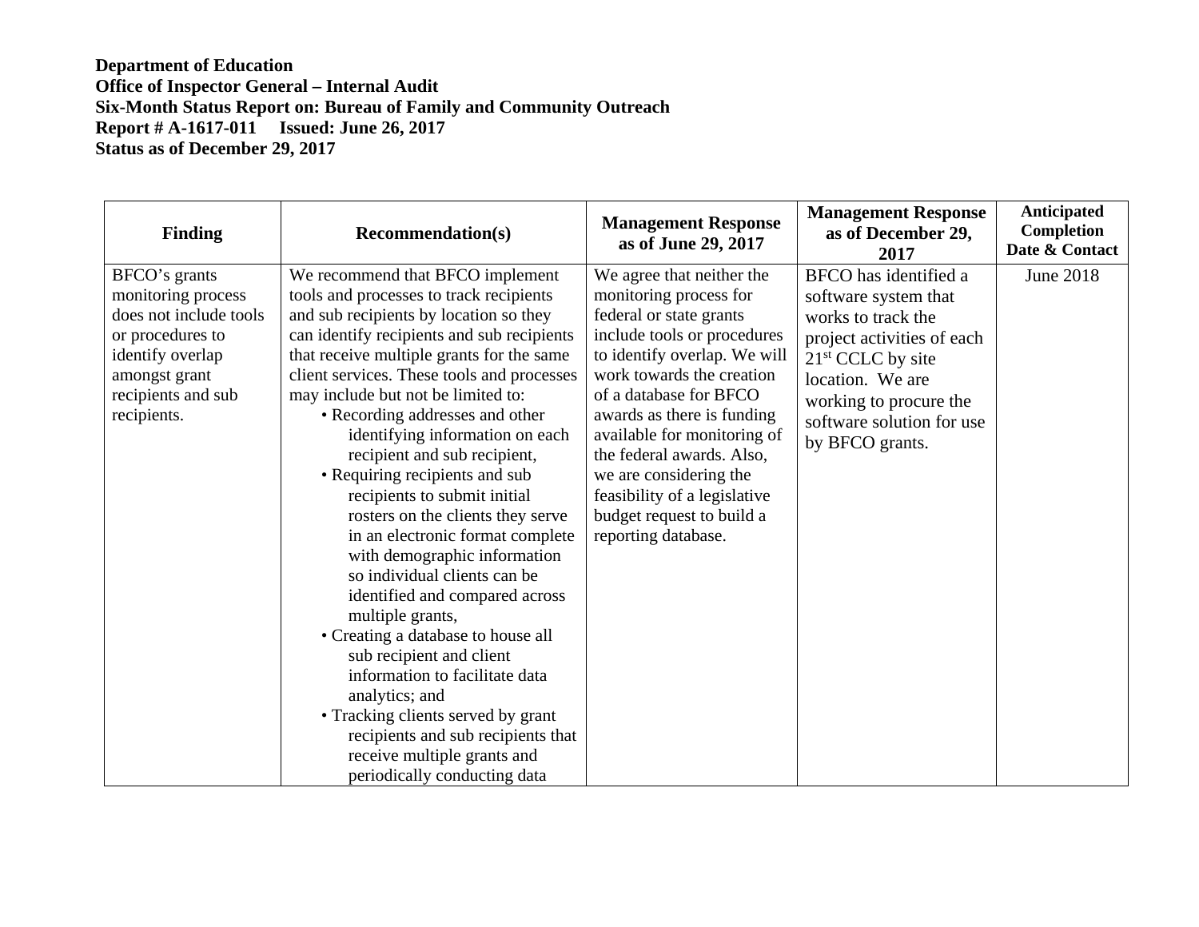**Department of Education**
**Office of Inspector General – Internal Audit**
**Six-Month Status Report on: Bureau of Family and Community Outreach**
**Report # A-1617-011 Issued: June 26, 2017**
**Status as of December 29, 2017**

| Finding | Recommendation(s) | Management Response as of June 29, 2017 | Management Response as of December 29, 2017 | Anticipated Completion Date & Contact |
|---|---|---|---|---|
| BFCO's grants monitoring process does not include tools or procedures to identify overlap amongst grant recipients and sub recipients. | We recommend that BFCO implement tools and processes to track recipients and sub recipients by location so they can identify recipients and sub recipients that receive multiple grants for the same client services. These tools and processes may include but not be limited to: <br>• Recording addresses and other identifying information on each recipient and sub recipient, <br>• Requiring recipients and sub recipients to submit initial rosters on the clients they serve in an electronic format complete with demographic information so individual clients can be identified and compared across multiple grants, <br>• Creating a database to house all sub recipient and client information to facilitate data analytics; and <br>• Tracking clients served by grant recipients and sub recipients that receive multiple grants and periodically conducting data | We agree that neither the monitoring process for federal or state grants include tools or procedures to identify overlap. We will work towards the creation of a database for BFCO awards as there is funding available for monitoring of the federal awards. Also, we are considering the feasibility of a legislative budget request to build a reporting database. | BFCO has identified a software system that works to track the project activities of each 21st CCLC by site location. We are working to procure the software solution for use by BFCO grants. | June 2018 |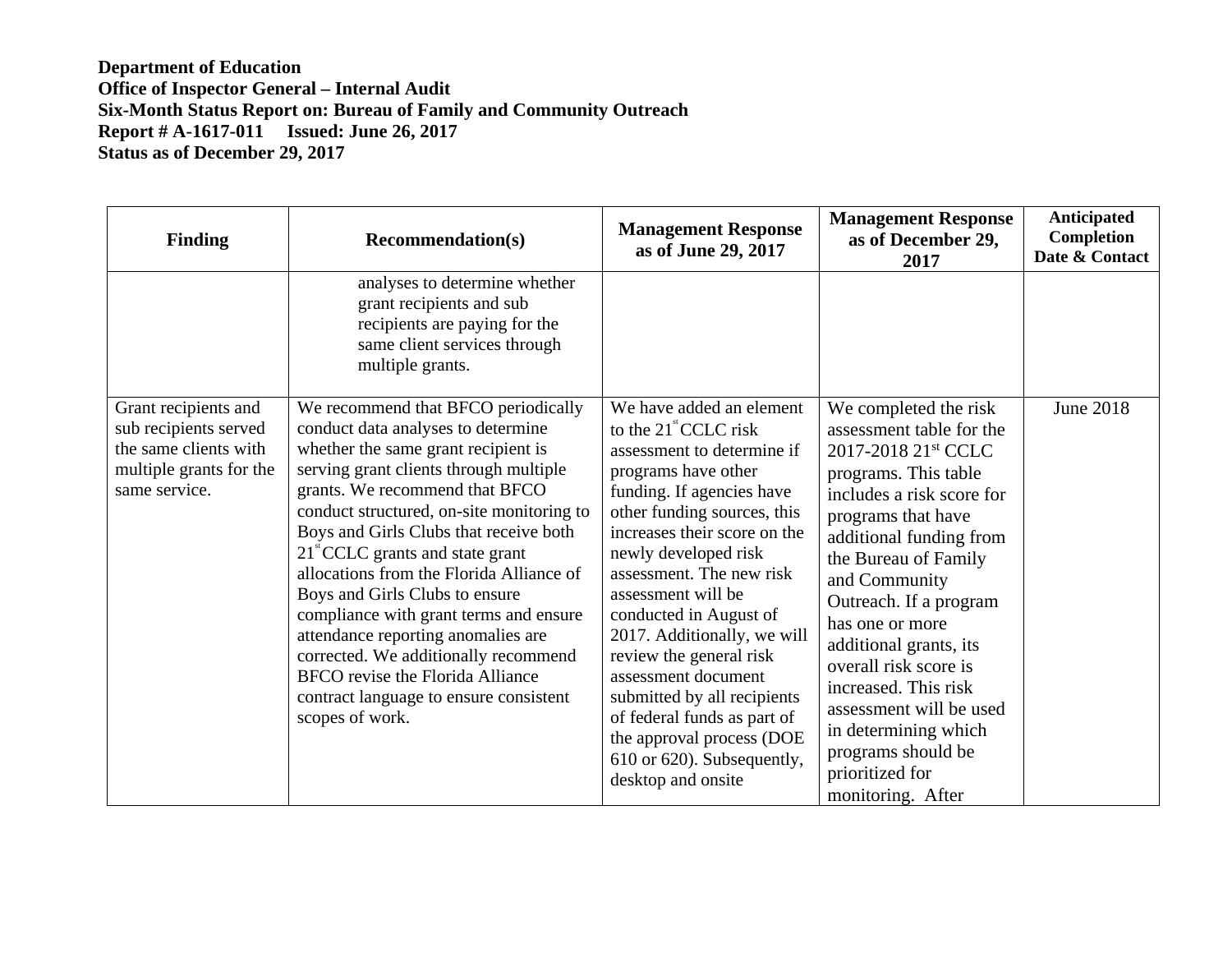**Department of Education**
**Office of Inspector General – Internal Audit**
**Six-Month Status Report on: Bureau of Family and Community Outreach**
**Report # A-1617-011 Issued: June 26, 2017**
**Status as of December 29, 2017**

| Finding | Recommendation(s) | Management Response as of June 29, 2017 | Management Response as of December 29, 2017 | Anticipated Completion Date & Contact |
|---|---|---|---|---|
| | analyses to determine whether grant recipients and sub recipients are paying for the same client services through multiple grants. | | | |
| Grant recipients and sub recipients served the same clients with multiple grants for the same service. | We recommend that BFCO periodically conduct data analyses to determine whether the same grant recipient is serving grant clients through multiple grants. We recommend that BFCO conduct structured, on-site monitoring to Boys and Girls Clubs that receive both 21st CCLC grants and state grant allocations from the Florida Alliance of Boys and Girls Clubs to ensure compliance with grant terms and ensure attendance reporting anomalies are corrected. We additionally recommend BFCO revise the Florida Alliance contract language to ensure consistent scopes of work. | We have added an element to the 21st CCLC risk assessment to determine if programs have other funding. If agencies have other funding sources, this increases their score on the newly developed risk assessment. The new risk assessment will be conducted in August of 2017. Additionally, we will review the general risk assessment document submitted by all recipients of federal funds as part of the approval process (DOE 610 or 620). Subsequently, desktop and onsite | We completed the risk assessment table for the 2017-2018 21st CCLC programs. This table includes a risk score for programs that have additional funding from the Bureau of Family and Community Outreach. If a program has one or more additional grants, its overall risk score is increased. This risk assessment will be used in determining which programs should be prioritized for monitoring. After | June 2018 |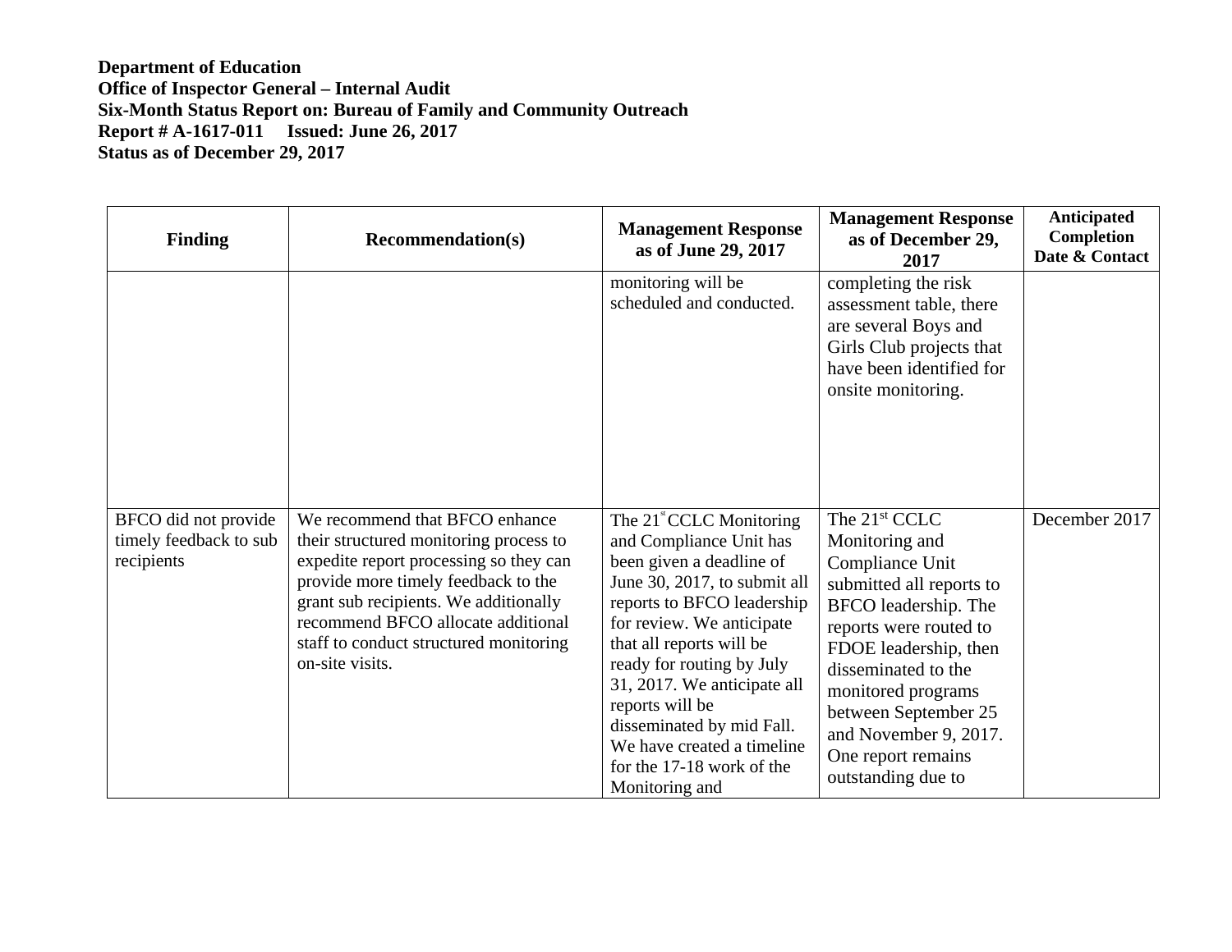**Department of Education**
**Office of Inspector General – Internal Audit**
**Six-Month Status Report on: Bureau of Family and Community Outreach**
**Report # A-1617-011 Issued: June 26, 2017**
**Status as of December 29, 2017**

| Finding | Recommendation(s) | Management Response as of June 29, 2017 | Management Response as of December 29, 2017 | Anticipated Completion Date & Contact |
|---|---|---|---|---|
| | | monitoring will be scheduled and conducted. | completing the risk assessment table, there are several Boys and Girls Club projects that have been identified for onsite monitoring. | |
| BFCO did not provide timely feedback to sub recipients | We recommend that BFCO enhance their structured monitoring process to expedite report processing so they can provide more timely feedback to the grant sub recipients. We additionally recommend BFCO allocate additional staff to conduct structured monitoring on-site visits. | The 21st CCLC Monitoring and Compliance Unit has been given a deadline of June 30, 2017, to submit all reports to BFCO leadership for review. We anticipate that all reports will be ready for routing by July 31, 2017. We anticipate all reports will be disseminated by mid Fall. We have created a timeline for the 17-18 work of the Monitoring and | The 21st CCLC Monitoring and Compliance Unit submitted all reports to BFCO leadership. The reports were routed to FDOE leadership, then disseminated to the monitored programs between September 25 and November 9, 2017. One report remains outstanding due to | December 2017 |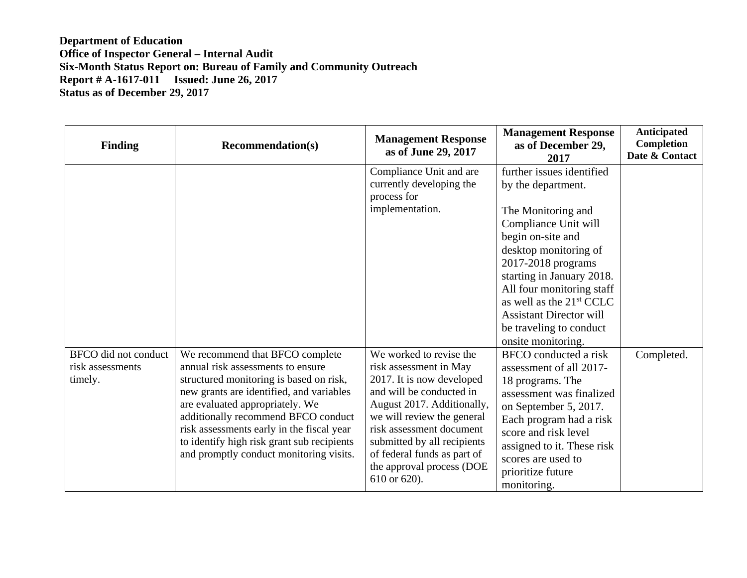**Department of Education**
**Office of Inspector General – Internal Audit**
**Six-Month Status Report on: Bureau of Family and Community Outreach**
**Report # A-1617-011 Issued: June 26, 2017**
**Status as of December 29, 2017**

| Finding | Recommendation(s) | Management Response as of June 29, 2017 | Management Response as of December 29, 2017 | Anticipated Completion Date & Contact |
|---|---|---|---|---|
| | | Compliance Unit and are currently developing the process for implementation. | further issues identified by the department.<br><br>The Monitoring and Compliance Unit will begin on-site and desktop monitoring of 2017-2018 programs starting in January 2018. All four monitoring staff as well as the 21st CCLC Assistant Director will be traveling to conduct onsite monitoring. | |
| BFCO did not conduct risk assessments timely. | We recommend that BFCO complete annual risk assessments to ensure structured monitoring is based on risk, new grants are identified, and variables are evaluated appropriately. We additionally recommend BFCO conduct risk assessments early in the fiscal year to identify high risk grant sub recipients and promptly conduct monitoring visits. | We worked to revise the risk assessment in May 2017. It is now developed and will be conducted in August 2017. Additionally, we will review the general risk assessment document submitted by all recipients of federal funds as part of the approval process (DOE 610 or 620). | BFCO conducted a risk assessment of all 2017-18 programs. The assessment was finalized on September 5, 2017. Each program had a risk score and risk level assigned to it. These risk scores are used to prioritize future monitoring. | Completed. |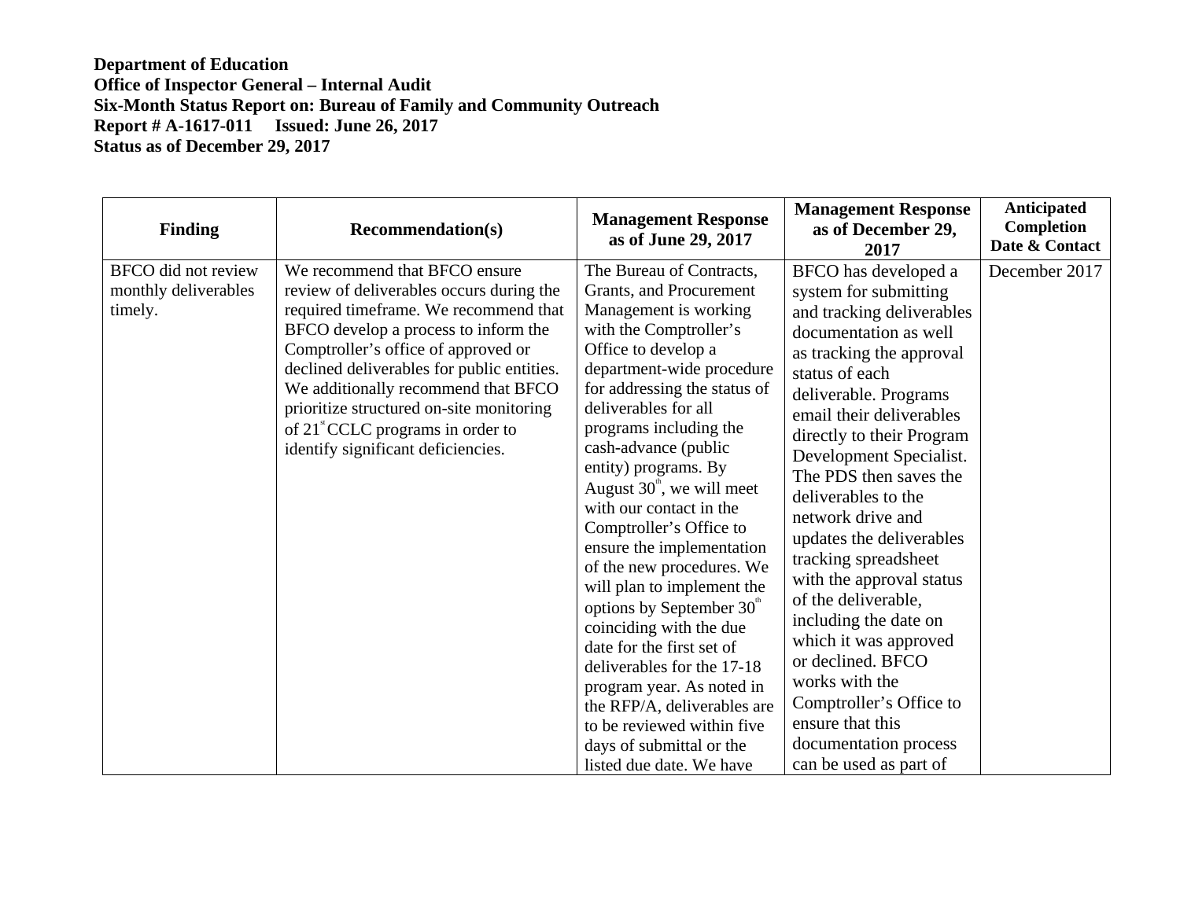**Department of Education**
**Office of Inspector General – Internal Audit**
**Six-Month Status Report on: Bureau of Family and Community Outreach**
**Report # A-1617-011 Issued: June 26, 2017**
**Status as of December 29, 2017**

| Finding | Recommendation(s) | Management Response as of June 29, 2017 | Management Response as of December 29, 2017 | Anticipated Completion Date & Contact |
|---|---|---|---|---|
| BFCO did not review monthly deliverables timely. | We recommend that BFCO ensure review of deliverables occurs during the required timeframe. We recommend that BFCO develop a process to inform the Comptroller's office of approved or declined deliverables for public entities. We additionally recommend that BFCO prioritize structured on-site monitoring of 21st CCLC programs in order to identify significant deficiencies. | The Bureau of Contracts, Grants, and Procurement Management is working with the Comptroller's Office to develop a department-wide procedure for addressing the status of deliverables for all programs including the cash-advance (public entity) programs. By August 30th, we will meet with our contact in the Comptroller's Office to ensure the implementation of the new procedures. We will plan to implement the options by September 30th coinciding with the due date for the first set of deliverables for the 17-18 program year. As noted in the RFP/A, deliverables are to be reviewed within five days of submittal or the listed due date. We have | BFCO has developed a system for submitting and tracking deliverables documentation as well as tracking the approval status of each deliverable. Programs email their deliverables directly to their Program Development Specialist. The PDS then saves the deliverables to the network drive and updates the deliverables tracking spreadsheet with the approval status of the deliverable, including the date on which it was approved or declined. BFCO works with the Comptroller's Office to ensure that this documentation process can be used as part of | December 2017 |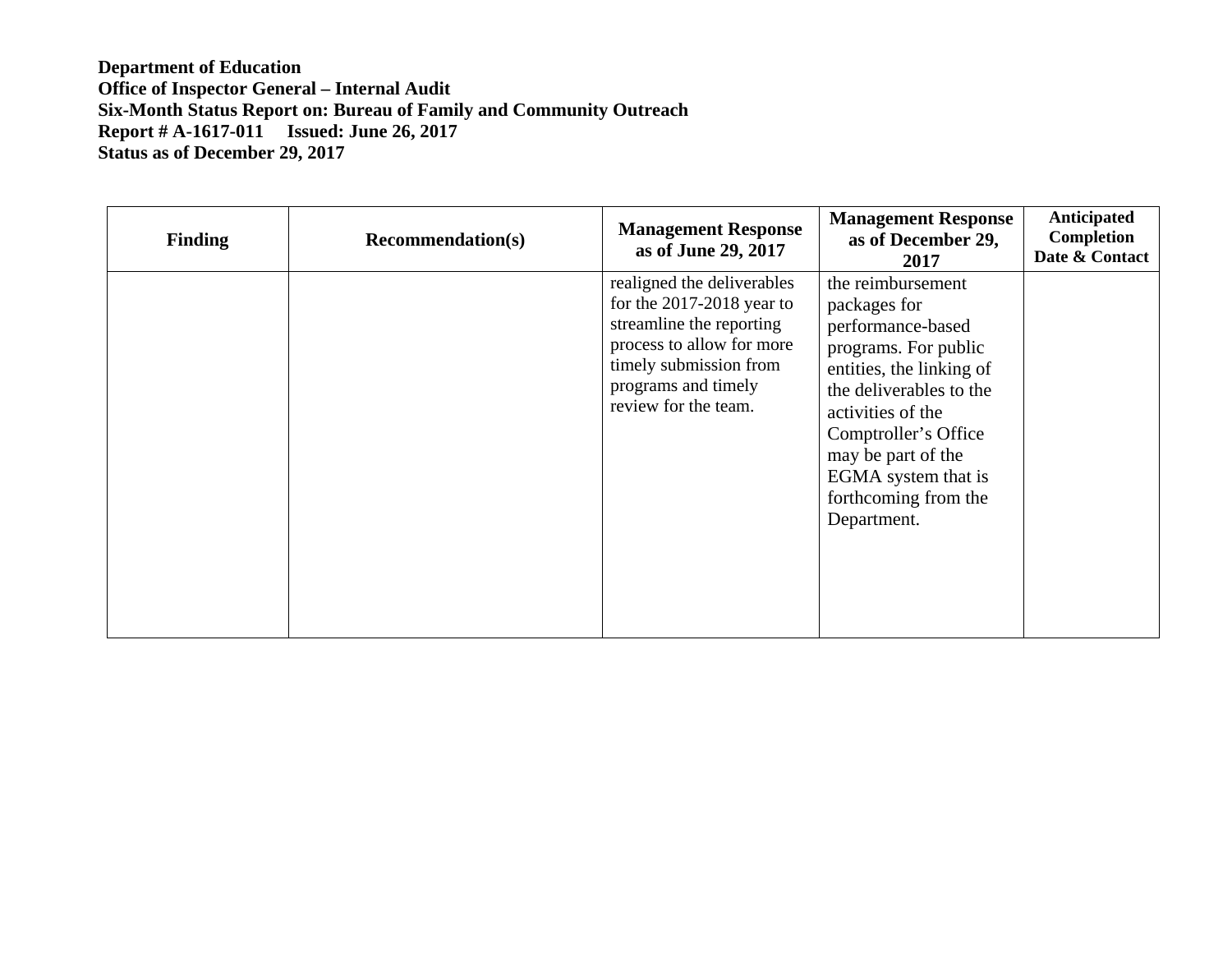**Department of Education**
**Office of Inspector General – Internal Audit**
**Six-Month Status Report on: Bureau of Family and Community Outreach**
**Report # A-1617-011 Issued: June 26, 2017**
**Status as of December 29, 2017**

| Finding | Recommendation(s) | Management Response as of June 29, 2017 | Management Response as of December 29, 2017 | Anticipated Completion Date & Contact |
|---|---|---|---|---|
| | | realigned the deliverables for the 2017-2018 year to streamline the reporting process to allow for more timely submission from programs and timely review for the team. | the reimbursement packages for performance-based programs. For public entities, the linking of the deliverables to the activities of the Comptroller's Office may be part of the EGMA system that is forthcoming from the Department. | |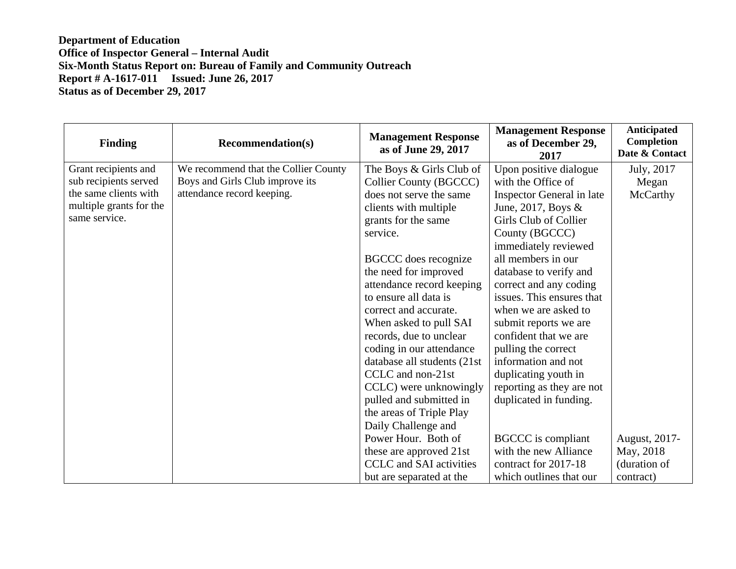**Department of Education**
**Office of Inspector General – Internal Audit**
**Six-Month Status Report on: Bureau of Family and Community Outreach**
**Report # A-1617-011  Issued: June 26, 2017**
**Status as of December 29, 2017**

| Finding | Recommendation(s) | Management Response as of June 29, 2017 | Management Response as of December 29, 2017 | Anticipated Completion Date & Contact |
|---|---|---|---|---|
| Grant recipients and sub recipients served the same clients with multiple grants for the same service. | We recommend that the Collier County Boys and Girls Club improve its attendance record keeping. | The Boys & Girls Club of Collier County (BGCCC) does not serve the same clients with multiple grants for the same service.<br><br>BGCCC does recognize the need for improved attendance record keeping to ensure all data is correct and accurate. When asked to pull SAI records, due to unclear coding in our attendance database all students (21st CCLC and non-21st CCLC) were unknowingly pulled and submitted in the areas of Triple Play Daily Challenge and Power Hour. Both of these are approved 21st CCLC and SAI activities but are separated at the | Upon positive dialogue with the Office of Inspector General in late June, 2017, Boys & Girls Club of Collier County (BGCCC) immediately reviewed all members in our database to verify and correct and any coding issues. This ensures that when we are asked to submit reports we are confident that we are pulling the correct information and not duplicating youth in reporting as they are not duplicated in funding.<br><br>BGCCC is compliant with the new Alliance contract for 2017-18 which outlines that our | July, 2017<br>Megan McCarthy<br><br>August, 2017-May, 2018 (duration of contract) |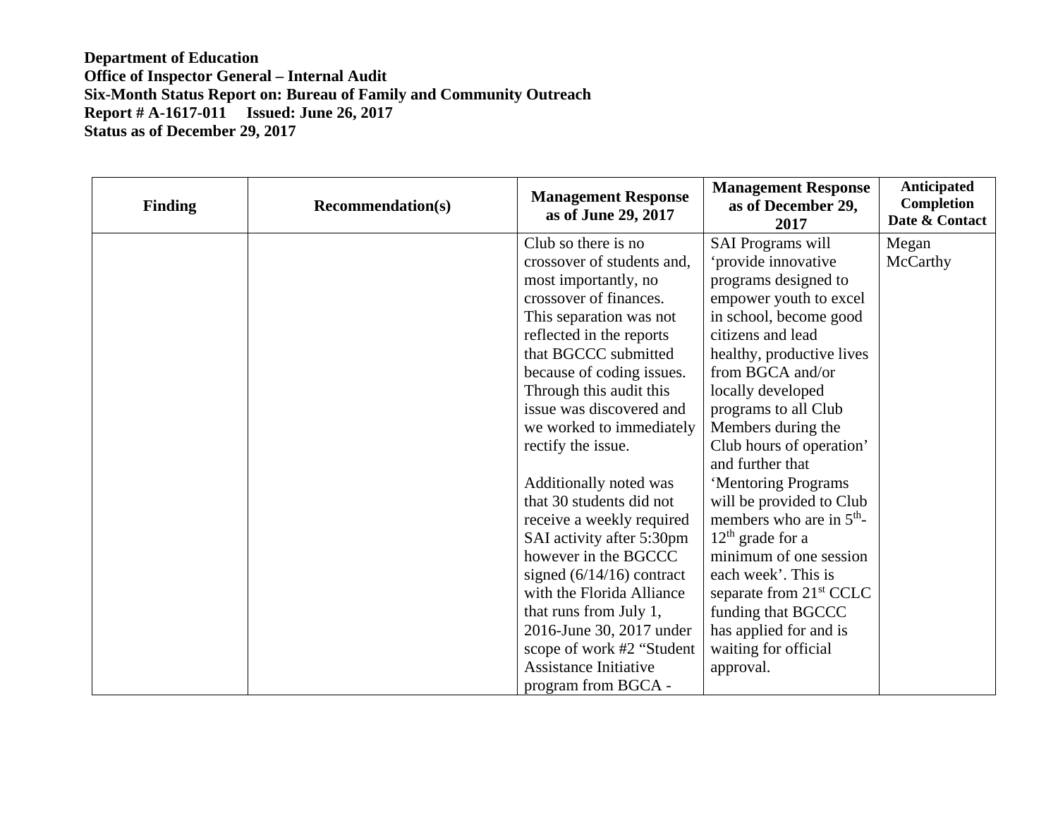**Department of Education**
**Office of Inspector General – Internal Audit**
**Six-Month Status Report on: Bureau of Family and Community Outreach**
**Report # A-1617-011 Issued: June 26, 2017**
**Status as of December 29, 2017**

| Finding | Recommendation(s) | Management Response as of June 29, 2017 | Management Response as of December 29, 2017 | Anticipated Completion Date & Contact |
|---|---|---|---|---|
| | | Club so there is no crossover of students and, most importantly, no crossover of finances. This separation was not reflected in the reports that BGCCC submitted because of coding issues. Through this audit this issue was discovered and we worked to immediately rectify the issue.<br><br>Additionally noted was that 30 students did not receive a weekly required SAI activity after 5:30pm however in the BGCCC signed (6/14/16) contract with the Florida Alliance that runs from July 1, 2016-June 30, 2017 under scope of work #2 “Student Assistance Initiative program from BGCA - | SAI Programs will ‘provide innovative programs designed to empower youth to excel in school, become good citizens and lead healthy, productive lives from BGCA and/or locally developed programs to all Club Members during the Club hours of operation’ and further that ‘Mentoring Programs will be provided to Club members who are in 5th-12th grade for a minimum of one session each week’. This is separate from 21st CCLC funding that BGCCC has applied for and is waiting for official approval. | Megan McCarthy |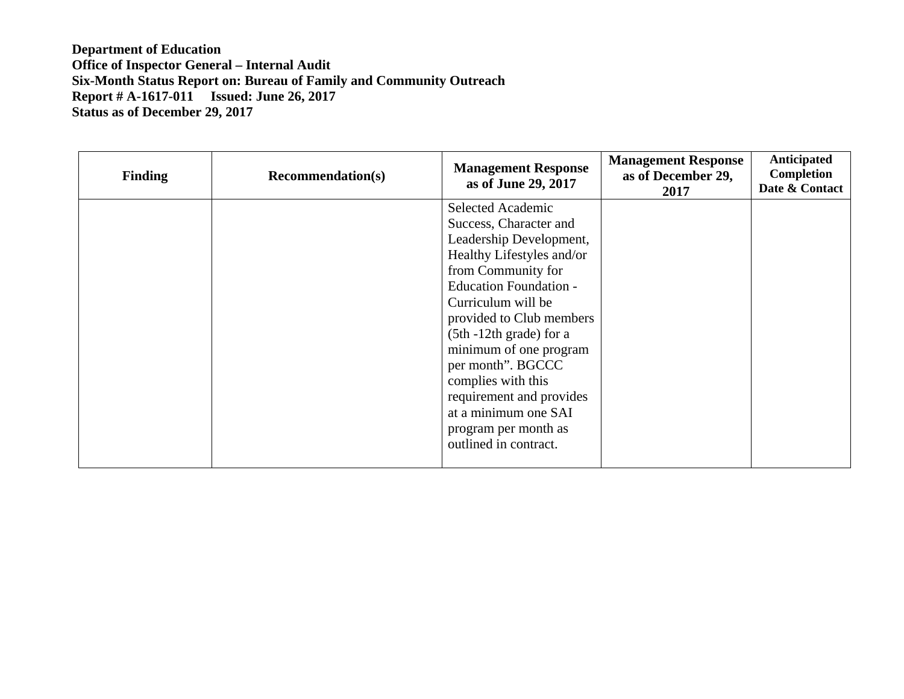**Department of Education**
**Office of Inspector General – Internal Audit**
**Six-Month Status Report on: Bureau of Family and Community Outreach**
**Report # A-1617-011 Issued: June 26, 2017**
**Status as of December 29, 2017**

| Finding | Recommendation(s) | Management Response as of June 29, 2017 | Management Response as of December 29, 2017 | Anticipated Completion Date & Contact |
|---|---|---|---|---|
| | | Selected Academic Success, Character and Leadership Development, Healthy Lifestyles and/or from Community for Education Foundation - Curriculum will be provided to Club members (5th -12th grade) for a minimum of one program per month". BGCCC complies with this requirement and provides at a minimum one SAI program per month as outlined in contract. | | |